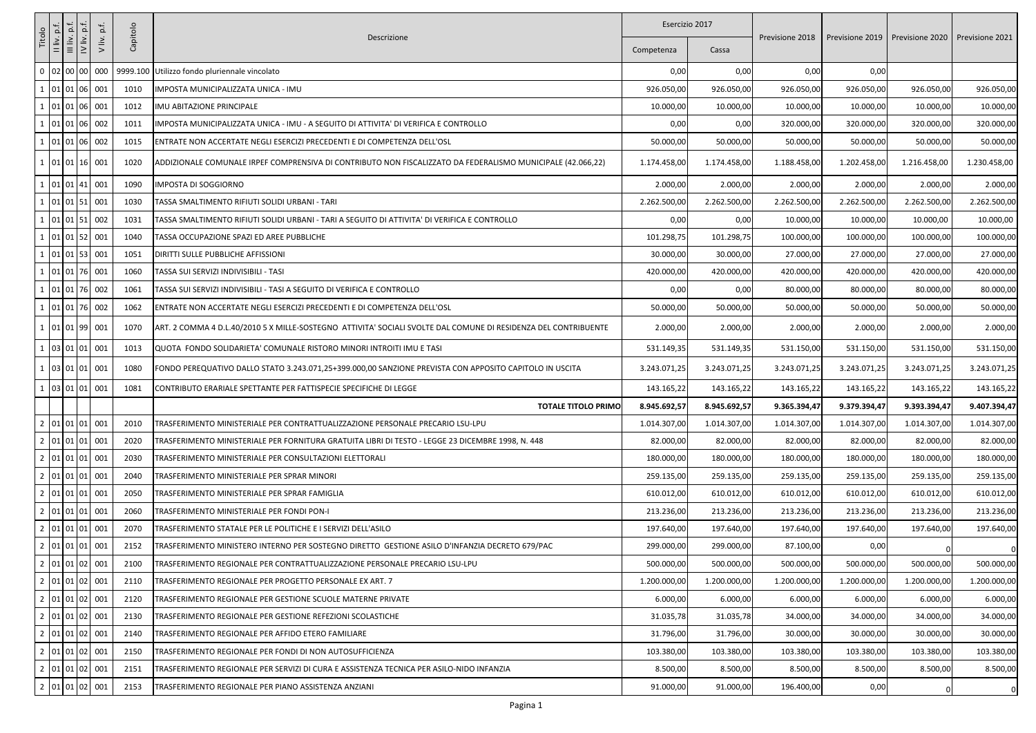| Titolo | II liv. p.f. | III liv. p.f. | IV liv. p.f. | V liv. p.f. | Capitolo | Descrizione | Esercizio 2017 | | Previsione 2018 | Previsione 2019 | Previsione 2020 | Previsione 2021 |
|---|---|---|---|---|---|---|---|---|---|---|---|---|
| | | | | | | | Competenza | Cassa | | | | |
| 0 | 02 | 00 | 00 | 000 | 9999.100 | Utilizzo fondo pluriennale vincolato | 0,00 | 0,00 | 0,00 | 0,00 | | |
| 1 | 01 | 01 | 06 | 001 | 1010 | IMPOSTA MUNICIPALIZZATA UNICA - IMU | 926.050,00 | 926.050,00 | 926.050,00 | 926.050,00 | 926.050,00 | 926.050,00 |
| 1 | 01 | 01 | 06 | 001 | 1012 | IMU ABITAZIONE PRINCIPALE | 10.000,00 | 10.000,00 | 10.000,00 | 10.000,00 | 10.000,00 | 10.000,00 |
| 1 | 01 | 01 | 06 | 002 | 1011 | IMPOSTA MUNICIPALIZZATA UNICA - IMU - A SEGUITO DI ATTIVITA' DI VERIFICA E CONTROLLO | 0,00 | 0,00 | 320.000,00 | 320.000,00 | 320.000,00 | 320.000,00 |
| 1 | 01 | 01 | 06 | 002 | 1015 | ENTRATE NON ACCERTATE NEGLI ESERCIZI PRECEDENTI E DI COMPETENZA DELL'OSL | 50.000,00 | 50.000,00 | 50.000,00 | 50.000,00 | 50.000,00 | 50.000,00 |
| 1 | 01 | 01 | 16 | 001 | 1020 | ADDIZIONALE COMUNALE IRPEF COMPRENSIVA DI CONTRIBUTO NON FISCALIZZATO DA FEDERALISMO MUNICIPALE (42.066,22) | 1.174.458,00 | 1.174.458,00 | 1.188.458,00 | 1.202.458,00 | 1.216.458,00 | 1.230.458,00 |
| 1 | 01 | 01 | 41 | 001 | 1090 | IMPOSTA DI SOGGIORNO | 2.000,00 | 2.000,00 | 2.000,00 | 2.000,00 | 2.000,00 | 2.000,00 |
| 1 | 01 | 01 | 51 | 001 | 1030 | TASSA SMALTIMENTO RIFIUTI SOLIDI URBANI - TARI | 2.262.500,00 | 2.262.500,00 | 2.262.500,00 | 2.262.500,00 | 2.262.500,00 | 2.262.500,00 |
| 1 | 01 | 01 | 51 | 002 | 1031 | TASSA SMALTIMENTO RIFIUTI SOLIDI URBANI - TARI A SEGUITO DI ATTIVITA' DI VERIFICA E CONTROLLO | 0,00 | 0,00 | 10.000,00 | 10.000,00 | 10.000,00 | 10.000,00 |
| 1 | 01 | 01 | 52 | 001 | 1040 | TASSA OCCUPAZIONE SPAZI ED AREE PUBBLICHE | 101.298,75 | 101.298,75 | 100.000,00 | 100.000,00 | 100.000,00 | 100.000,00 |
| 1 | 01 | 01 | 53 | 001 | 1051 | DIRITTI SULLE PUBBLICHE AFFISSIONI | 30.000,00 | 30.000,00 | 27.000,00 | 27.000,00 | 27.000,00 | 27.000,00 |
| 1 | 01 | 01 | 76 | 001 | 1060 | TASSA SUI SERVIZI INDIVISIBILI - TASI | 420.000,00 | 420.000,00 | 420.000,00 | 420.000,00 | 420.000,00 | 420.000,00 |
| 1 | 01 | 01 | 76 | 002 | 1061 | TASSA SUI SERVIZI INDIVISIBILI - TASI A SEGUITO DI VERIFICA E CONTROLLO | 0,00 | 0,00 | 80.000,00 | 80.000,00 | 80.000,00 | 80.000,00 |
| 1 | 01 | 01 | 76 | 002 | 1062 | ENTRATE NON ACCERTATE NEGLI ESERCIZI PRECEDENTI E DI COMPETENZA DELL'OSL | 50.000,00 | 50.000,00 | 50.000,00 | 50.000,00 | 50.000,00 | 50.000,00 |
| 1 | 01 | 01 | 99 | 001 | 1070 | ART. 2 COMMA 4 D.L.40/2010 5 X MILLE-SOSTEGNO ATTIVITA' SOCIALI SVOLTE DAL COMUNE DI RESIDENZA DEL CONTRIBUENTE | 2.000,00 | 2.000,00 | 2.000,00 | 2.000,00 | 2.000,00 | 2.000,00 |
| 1 | 03 | 01 | 01 | 001 | 1013 | QUOTA FONDO SOLIDARIETA' COMUNALE RISTORO MINORI INTROITI IMU E TASI | 531.149,35 | 531.149,35 | 531.150,00 | 531.150,00 | 531.150,00 | 531.150,00 |
| 1 | 03 | 01 | 01 | 001 | 1080 | FONDO PEREQUATIVO DALLO STATO 3.243.071,25+399.000,00 SANZIONE PREVISTA CON APPOSITO CAPITOLO IN USCITA | 3.243.071,25 | 3.243.071,25 | 3.243.071,25 | 3.243.071,25 | 3.243.071,25 | 3.243.071,25 |
| 1 | 03 | 01 | 01 | 001 | 1081 | CONTRIBUTO ERARIALE SPETTANTE PER FATTISPECIE SPECIFICHE DI LEGGE | 143.165,22 | 143.165,22 | 143.165,22 | 143.165,22 | 143.165,22 | 143.165,22 |
| | | | | | | **TOTALE TITOLO PRIMO** | **8.945.692,57** | **8.945.692,57** | **9.365.394,47** | **9.379.394,47** | **9.393.394,47** | **9.407.394,47** |
| 2 | 01 | 01 | 01 | 001 | 2010 | TRASFERIMENTO MINISTERIALE PER CONTRATTUALIZZAZIONE PERSONALE PRECARIO LSU-LPU | 1.014.307,00 | 1.014.307,00 | 1.014.307,00 | 1.014.307,00 | 1.014.307,00 | 1.014.307,00 |
| 2 | 01 | 01 | 01 | 001 | 2020 | TRASFERIMENTO MINISTERIALE PER FORNITURA GRATUITA LIBRI DI TESTO - LEGGE 23 DICEMBRE 1998, N. 448 | 82.000,00 | 82.000,00 | 82.000,00 | 82.000,00 | 82.000,00 | 82.000,00 |
| 2 | 01 | 01 | 01 | 001 | 2030 | TRASFERIMENTO MINISTERIALE PER CONSULTAZIONI ELETTORALI | 180.000,00 | 180.000,00 | 180.000,00 | 180.000,00 | 180.000,00 | 180.000,00 |
| 2 | 01 | 01 | 01 | 001 | 2040 | TRASFERIMENTO MINISTERIALE PER SPRAR MINORI | 259.135,00 | 259.135,00 | 259.135,00 | 259.135,00 | 259.135,00 | 259.135,00 |
| 2 | 01 | 01 | 01 | 001 | 2050 | TRASFERIMENTO MINISTERIALE PER SPRAR FAMIGLIA | 610.012,00 | 610.012,00 | 610.012,00 | 610.012,00 | 610.012,00 | 610.012,00 |
| 2 | 01 | 01 | 01 | 001 | 2060 | TRASFERIMENTO MINISTERIALE PER FONDI PON-I | 213.236,00 | 213.236,00 | 213.236,00 | 213.236,00 | 213.236,00 | 213.236,00 |
| 2 | 01 | 01 | 01 | 001 | 2070 | TRASFERIMENTO STATALE PER LE POLITICHE E I SERVIZI DELL'ASILO | 197.640,00 | 197.640,00 | 197.640,00 | 197.640,00 | 197.640,00 | 197.640,00 |
| 2 | 01 | 01 | 01 | 001 | 2152 | TRASFERIMENTO MINISTERO INTERNO PER SOSTEGNO DIRETTO GESTIONE ASILO D'INFANZIA DECRETO 679/PAC | 299.000,00 | 299.000,00 | 87.100,00 | 0,00 | 0 | 0 |
| 2 | 01 | 01 | 02 | 001 | 2100 | TRASFERIMENTO REGIONALE PER CONTRATTUALIZZAZIONE PERSONALE PRECARIO LSU-LPU | 500.000,00 | 500.000,00 | 500.000,00 | 500.000,00 | 500.000,00 | 500.000,00 |
| 2 | 01 | 01 | 02 | 001 | 2110 | TRASFERIMENTO REGIONALE PER PROGETTO PERSONALE EX ART. 7 | 1.200.000,00 | 1.200.000,00 | 1.200.000,00 | 1.200.000,00 | 1.200.000,00 | 1.200.000,00 |
| 2 | 01 | 01 | 02 | 001 | 2120 | TRASFERIMENTO REGIONALE PER GESTIONE SCUOLE MATERNE PRIVATE | 6.000,00 | 6.000,00 | 6.000,00 | 6.000,00 | 6.000,00 | 6.000,00 |
| 2 | 01 | 01 | 02 | 001 | 2130 | TRASFERIMENTO REGIONALE PER GESTIONE REFEZIONI SCOLASTICHE | 31.035,78 | 31.035,78 | 34.000,00 | 34.000,00 | 34.000,00 | 34.000,00 |
| 2 | 01 | 01 | 02 | 001 | 2140 | TRASFERIMENTO REGIONALE PER AFFIDO ETERO FAMILIARE | 31.796,00 | 31.796,00 | 30.000,00 | 30.000,00 | 30.000,00 | 30.000,00 |
| 2 | 01 | 01 | 02 | 001 | 2150 | TRASFERIMENTO REGIONALE PER FONDI DI NON AUTOSUFFICIENZA | 103.380,00 | 103.380,00 | 103.380,00 | 103.380,00 | 103.380,00 | 103.380,00 |
| 2 | 01 | 01 | 02 | 001 | 2151 | TRASFERIMENTO REGIONALE PER SERVIZI DI CURA E ASSISTENZA TECNICA PER ASILO-NIDO INFANZIA | 8.500,00 | 8.500,00 | 8.500,00 | 8.500,00 | 8.500,00 | 8.500,00 |
| 2 | 01 | 01 | 02 | 001 | 2153 | TRASFERIMENTO REGIONALE PER PIANO ASSISTENZA ANZIANI | 91.000,00 | 91.000,00 | 196.400,00 | 0,00 | 0 | 0 |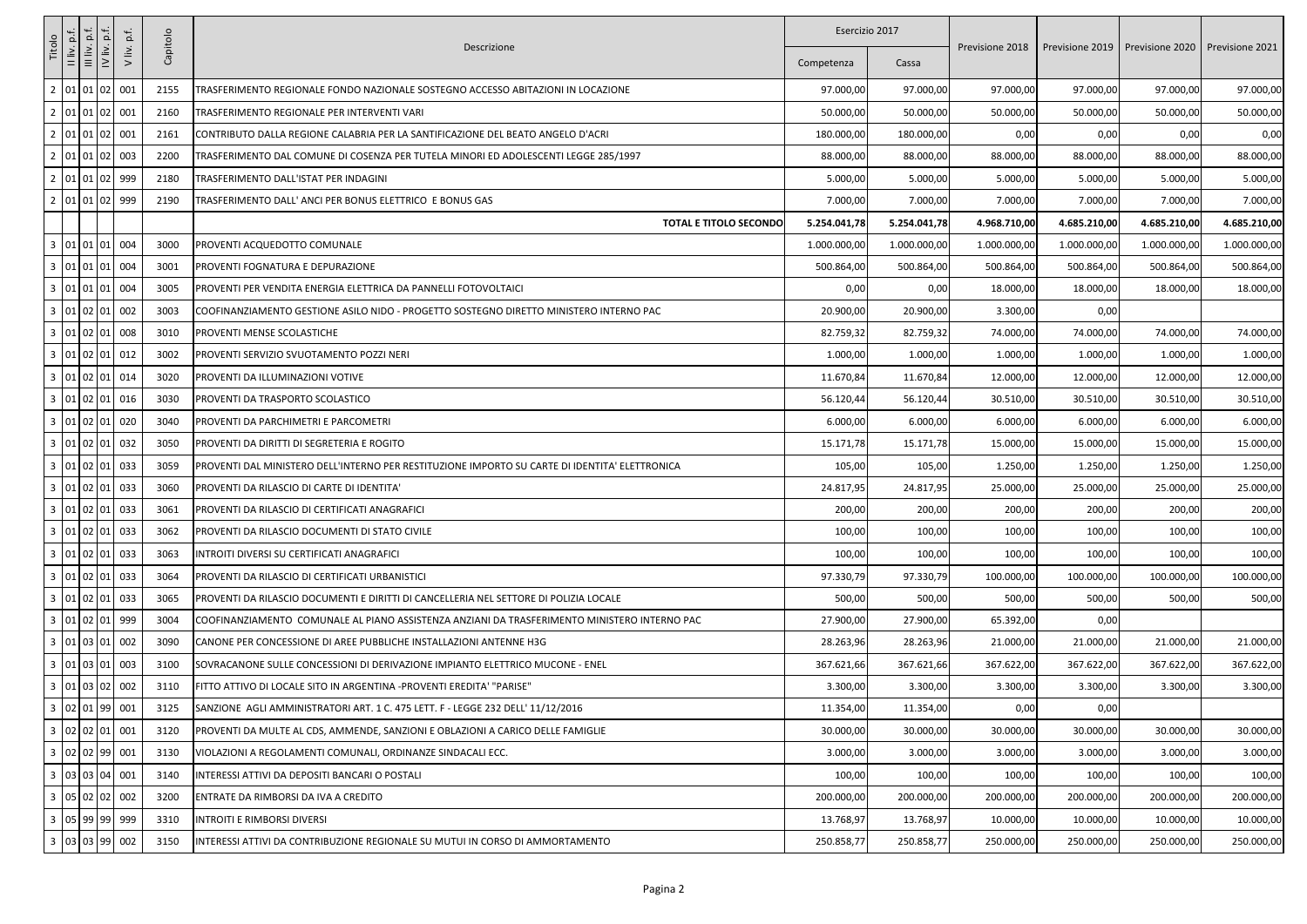| Titolo | II liv. p.f. | III liv. p.f. | IV liv. p.f. | V liv. p.f. | Capitolo | Descrizione | Esercizio 2017 | | Previsione 2018 | Previsione 2019 | Previsione 2020 | Previsione 2021 |
|---|---|---|---|---|---|---|---|---|---|---|---|---|
| | | | | | | | Competenza | Cassa | | | | |
| 2 | 01 | 01 | 02 | 001 | 2155 | TRASFERIMENTO REGIONALE FONDO NAZIONALE SOSTEGNO ACCESSO ABITAZIONI IN LOCAZIONE | 97.000,00 | 97.000,00 | 97.000,00 | 97.000,00 | 97.000,00 | 97.000,00 |
| 2 | 01 | 01 | 02 | 001 | 2160 | TRASFERIMENTO REGIONALE PER INTERVENTI VARI | 50.000,00 | 50.000,00 | 50.000,00 | 50.000,00 | 50.000,00 | 50.000,00 |
| 2 | 01 | 01 | 02 | 001 | 2161 | CONTRIBUTO DALLA REGIONE CALABRIA PER LA SANTIFICAZIONE DEL BEATO ANGELO D'ACRI | 180.000,00 | 180.000,00 | 0,00 | 0,00 | 0,00 | 0,00 |
| 2 | 01 | 01 | 02 | 003 | 2200 | TRASFERIMENTO DAL COMUNE DI COSENZA PER TUTELA MINORI ED ADOLESCENTI LEGGE 285/1997 | 88.000,00 | 88.000,00 | 88.000,00 | 88.000,00 | 88.000,00 | 88.000,00 |
| 2 | 01 | 01 | 02 | 999 | 2180 | TRASFERIMENTO DALL'ISTAT PER INDAGINI | 5.000,00 | 5.000,00 | 5.000,00 | 5.000,00 | 5.000,00 | 5.000,00 |
| 2 | 01 | 01 | 02 | 999 | 2190 | TRASFERIMENTO DALL' ANCI PER BONUS ELETTRICO E BONUS GAS | 7.000,00 | 7.000,00 | 7.000,00 | 7.000,00 | 7.000,00 | 7.000,00 |
| | | | | | | **TOTAL E TITOLO SECONDO** | **5.254.041,78** | **5.254.041,78** | **4.968.710,00** | **4.685.210,00** | **4.685.210,00** | **4.685.210,00** |
| 3 | 01 | 01 | 01 | 004 | 3000 | PROVENTI ACQUEDOTTO COMUNALE | 1.000.000,00 | 1.000.000,00 | 1.000.000,00 | 1.000.000,00 | 1.000.000,00 | 1.000.000,00 |
| 3 | 01 | 01 | 01 | 004 | 3001 | PROVENTI FOGNATURA E DEPURAZIONE | 500.864,00 | 500.864,00 | 500.864,00 | 500.864,00 | 500.864,00 | 500.864,00 |
| 3 | 01 | 01 | 01 | 004 | 3005 | PROVENTI PER VENDITA ENERGIA ELETTRICA DA PANNELLI FOTOVOLTAICI | 0,00 | 0,00 | 18.000,00 | 18.000,00 | 18.000,00 | 18.000,00 |
| 3 | 01 | 02 | 01 | 002 | 3003 | COOFINANZIAMENTO GESTIONE ASILO NIDO - PROGETTO SOSTEGNO DIRETTO MINISTERO INTERNO PAC | 20.900,00 | 20.900,00 | 3.300,00 | 0,00 | | |
| 3 | 01 | 02 | 01 | 008 | 3010 | PROVENTI MENSE SCOLASTICHE | 82.759,32 | 82.759,32 | 74.000,00 | 74.000,00 | 74.000,00 | 74.000,00 |
| 3 | 01 | 02 | 01 | 012 | 3002 | PROVENTI SERVIZIO SVUOTAMENTO POZZI NERI | 1.000,00 | 1.000,00 | 1.000,00 | 1.000,00 | 1.000,00 | 1.000,00 |
| 3 | 01 | 02 | 01 | 014 | 3020 | PROVENTI DA ILLUMINAZIONI VOTIVE | 11.670,84 | 11.670,84 | 12.000,00 | 12.000,00 | 12.000,00 | 12.000,00 |
| 3 | 01 | 02 | 01 | 016 | 3030 | PROVENTI DA TRASPORTO SCOLASTICO | 56.120,44 | 56.120,44 | 30.510,00 | 30.510,00 | 30.510,00 | 30.510,00 |
| 3 | 01 | 02 | 01 | 020 | 3040 | PROVENTI DA PARCHIMETRI E PARCOMETRI | 6.000,00 | 6.000,00 | 6.000,00 | 6.000,00 | 6.000,00 | 6.000,00 |
| 3 | 01 | 02 | 01 | 032 | 3050 | PROVENTI DA DIRITTI DI SEGRETERIA E ROGITO | 15.171,78 | 15.171,78 | 15.000,00 | 15.000,00 | 15.000,00 | 15.000,00 |
| 3 | 01 | 02 | 01 | 033 | 3059 | PROVENTI DAL MINISTERO DELL'INTERNO PER RESTITUZIONE IMPORTO SU CARTE DI IDENTITA' ELETTRONICA | 105,00 | 105,00 | 1.250,00 | 1.250,00 | 1.250,00 | 1.250,00 |
| 3 | 01 | 02 | 01 | 033 | 3060 | PROVENTI DA RILASCIO DI CARTE DI IDENTITA' | 24.817,95 | 24.817,95 | 25.000,00 | 25.000,00 | 25.000,00 | 25.000,00 |
| 3 | 01 | 02 | 01 | 033 | 3061 | PROVENTI DA RILASCIO DI CERTIFICATI ANAGRAFICI | 200,00 | 200,00 | 200,00 | 200,00 | 200,00 | 200,00 |
| 3 | 01 | 02 | 01 | 033 | 3062 | PROVENTI DA RILASCIO DOCUMENTI DI STATO CIVILE | 100,00 | 100,00 | 100,00 | 100,00 | 100,00 | 100,00 |
| 3 | 01 | 02 | 01 | 033 | 3063 | INTROITI DIVERSI SU CERTIFICATI ANAGRAFICI | 100,00 | 100,00 | 100,00 | 100,00 | 100,00 | 100,00 |
| 3 | 01 | 02 | 01 | 033 | 3064 | PROVENTI DA RILASCIO DI CERTIFICATI URBANISTICI | 97.330,79 | 97.330,79 | 100.000,00 | 100.000,00 | 100.000,00 | 100.000,00 |
| 3 | 01 | 02 | 01 | 033 | 3065 | PROVENTI DA RILASCIO DOCUMENTI E DIRITTI DI CANCELLERIA NEL SETTORE DI POLIZIA LOCALE | 500,00 | 500,00 | 500,00 | 500,00 | 500,00 | 500,00 |
| 3 | 01 | 02 | 01 | 999 | 3004 | COOFINANZIAMENTO COMUNALE AL PIANO ASSISTENZA ANZIANI DA TRASFERIMENTO MINISTERO INTERNO PAC | 27.900,00 | 27.900,00 | 65.392,00 | 0,00 | | |
| 3 | 01 | 03 | 01 | 002 | 3090 | CANONE PER CONCESSIONE DI AREE PUBBLICHE INSTALLAZIONI ANTENNE H3G | 28.263,96 | 28.263,96 | 21.000,00 | 21.000,00 | 21.000,00 | 21.000,00 |
| 3 | 01 | 03 | 01 | 003 | 3100 | SOVRACANONE SULLE CONCESSIONI DI DERIVAZIONE IMPIANTO ELETTRICO MUCONE - ENEL | 367.621,66 | 367.621,66 | 367.622,00 | 367.622,00 | 367.622,00 | 367.622,00 |
| 3 | 01 | 03 | 02 | 002 | 3110 | FITTO ATTIVO DI LOCALE SITO IN ARGENTINA -PROVENTI EREDITA' "PARISE" | 3.300,00 | 3.300,00 | 3.300,00 | 3.300,00 | 3.300,00 | 3.300,00 |
| 3 | 02 | 01 | 99 | 001 | 3125 | SANZIONE AGLI AMMINISTRATORI ART. 1 C. 475 LETT. F - LEGGE 232 DELL' 11/12/2016 | 11.354,00 | 11.354,00 | 0,00 | 0,00 | | |
| 3 | 02 | 02 | 01 | 001 | 3120 | PROVENTI DA MULTE AL CDS, AMMENDE, SANZIONI E OBLAZIONI A CARICO DELLE FAMIGLIE | 30.000,00 | 30.000,00 | 30.000,00 | 30.000,00 | 30.000,00 | 30.000,00 |
| 3 | 02 | 02 | 99 | 001 | 3130 | VIOLAZIONI A REGOLAMENTI COMUNALI, ORDINANZE SINDACALI ECC. | 3.000,00 | 3.000,00 | 3.000,00 | 3.000,00 | 3.000,00 | 3.000,00 |
| 3 | 03 | 03 | 04 | 001 | 3140 | INTERESSI ATTIVI DA DEPOSITI BANCARI O POSTALI | 100,00 | 100,00 | 100,00 | 100,00 | 100,00 | 100,00 |
| 3 | 05 | 02 | 02 | 002 | 3200 | ENTRATE DA RIMBORSI DA IVA A CREDITO | 200.000,00 | 200.000,00 | 200.000,00 | 200.000,00 | 200.000,00 | 200.000,00 |
| 3 | 05 | 99 | 99 | 999 | 3310 | INTROITI E RIMBORSI DIVERSI | 13.768,97 | 13.768,97 | 10.000,00 | 10.000,00 | 10.000,00 | 10.000,00 |
| 3 | 03 | 03 | 99 | 002 | 3150 | INTERESSI ATTIVI DA CONTRIBUZIONE REGIONALE SU MUTUI IN CORSO DI AMMORTAMENTO | 250.858,77 | 250.858,77 | 250.000,00 | 250.000,00 | 250.000,00 | 250.000,00 |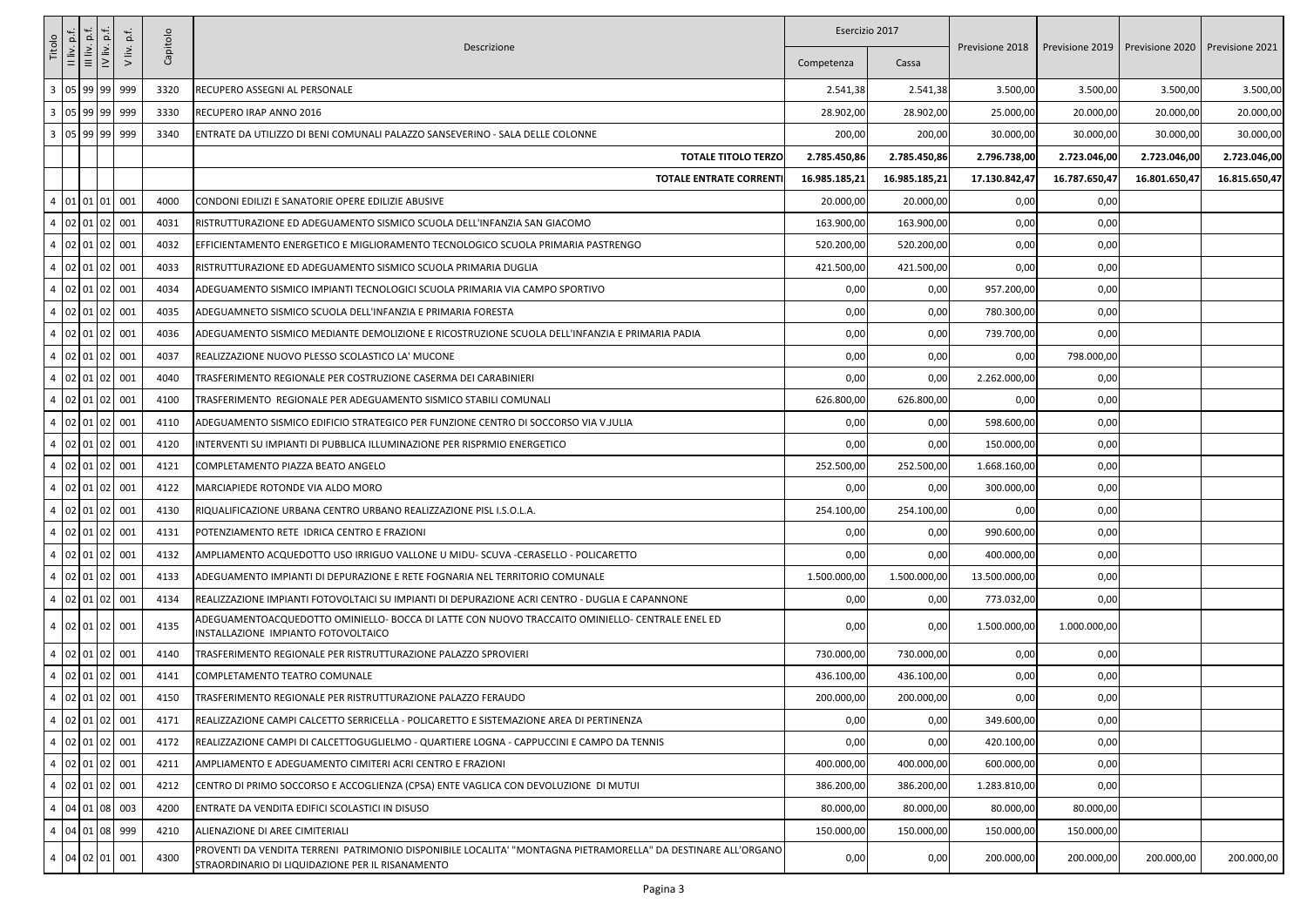| Titolo | II liv. p.f. | III liv. p.f. | IV liv. p.f. | V liv. p.f. | Capitolo | Descrizione | Esercizio 2017 | | Previsione 2018 | Previsione 2019 | Previsione 2020 | Previsione 2021 |
|---|---|---|---|---|---|---|---|---|---|---|---|---|
| | | | | | | | Competenza | Cassa | | | | |
| 3 | 05 | 99 | 99 | 999 | 3320 | RECUPERO ASSEGNI AL PERSONALE | 2.541,38 | 2.541,38 | 3.500,00 | 3.500,00 | 3.500,00 | 3.500,00 |
| 3 | 05 | 99 | 99 | 999 | 3330 | RECUPERO IRAP ANNO 2016 | 28.902,00 | 28.902,00 | 25.000,00 | 20.000,00 | 20.000,00 | 20.000,00 |
| 3 | 05 | 99 | 99 | 999 | 3340 | ENTRATE DA UTILIZZO DI BENI COMUNALI PALAZZO SANSEVERINO - SALA DELLE COLONNE | 200,00 | 200,00 | 30.000,00 | 30.000,00 | 30.000,00 | 30.000,00 |
| | | | | | | **TOTALE TITOLO TERZO** | **2.785.450,86** | **2.785.450,86** | **2.796.738,00** | **2.723.046,00** | **2.723.046,00** | **2.723.046,00** |
| | | | | | | **TOTALE ENTRATE CORRENTI** | **16.985.185,21** | **16.985.185,21** | **17.130.842,47** | **16.787.650,47** | **16.801.650,47** | **16.815.650,47** |
| 4 | 01 | 01 | 01 | 001 | 4000 | CONDONI EDILIZI E SANATORIE OPERE EDILIZIE ABUSIVE | 20.000,00 | 20.000,00 | 0,00 | 0,00 | | |
| 4 | 02 | 01 | 02 | 001 | 4031 | RISTRUTTURAZIONE ED ADEGUAMENTO SISMICO SCUOLA DELL'INFANZIA SAN GIACOMO | 163.900,00 | 163.900,00 | 0,00 | 0,00 | | |
| 4 | 02 | 01 | 02 | 001 | 4032 | EFFICIENTAMENTO ENERGETICO E MIGLIORAMENTO TECNOLOGICO SCUOLA PRIMARIA PASTRENGO | 520.200,00 | 520.200,00 | 0,00 | 0,00 | | |
| 4 | 02 | 01 | 02 | 001 | 4033 | RISTRUTTURAZIONE ED ADEGUAMENTO SISMICO SCUOLA PRIMARIA DUGLIA | 421.500,00 | 421.500,00 | 0,00 | 0,00 | | |
| 4 | 02 | 01 | 02 | 001 | 4034 | ADEGUAMENTO SISMICO IMPIANTI TECNOLOGICI SCUOLA PRIMARIA VIA CAMPO SPORTIVO | 0,00 | 0,00 | 957.200,00 | 0,00 | | |
| 4 | 02 | 01 | 02 | 001 | 4035 | ADEGUAMNETO SISMICO SCUOLA DELL'INFANZIA E PRIMARIA FORESTA | 0,00 | 0,00 | 780.300,00 | 0,00 | | |
| 4 | 02 | 01 | 02 | 001 | 4036 | ADEGUAMENTO SISMICO MEDIANTE DEMOLIZIONE E RICOSTRUZIONE SCUOLA DELL'INFANZIA E PRIMARIA PADIA | 0,00 | 0,00 | 739.700,00 | 0,00 | | |
| 4 | 02 | 01 | 02 | 001 | 4037 | REALIZZAZIONE NUOVO PLESSO SCOLASTICO LA' MUCONE | 0,00 | 0,00 | 0,00 | 798.000,00 | | |
| 4 | 02 | 01 | 02 | 001 | 4040 | TRASFERIMENTO REGIONALE PER COSTRUZIONE CASERMA DEI CARABINIERI | 0,00 | 0,00 | 2.262.000,00 | 0,00 | | |
| 4 | 02 | 01 | 02 | 001 | 4100 | TRASFERIMENTO REGIONALE PER ADEGUAMENTO SISMICO STABILI COMUNALI | 626.800,00 | 626.800,00 | 0,00 | 0,00 | | |
| 4 | 02 | 01 | 02 | 001 | 4110 | ADEGUAMENTO SISMICO EDIFICIO STRATEGICO PER FUNZIONE CENTRO DI SOCCORSO VIA V.JULIA | 0,00 | 0,00 | 598.600,00 | 0,00 | | |
| 4 | 02 | 01 | 02 | 001 | 4120 | INTERVENTI SU IMPIANTI DI PUBBLICA ILLUMINAZIONE PER RISPRMIO ENERGETICO | 0,00 | 0,00 | 150.000,00 | 0,00 | | |
| 4 | 02 | 01 | 02 | 001 | 4121 | COMPLETAMENTO PIAZZA BEATO ANGELO | 252.500,00 | 252.500,00 | 1.668.160,00 | 0,00 | | |
| 4 | 02 | 01 | 02 | 001 | 4122 | MARCIAPIEDE ROTONDE VIA ALDO MORO | 0,00 | 0,00 | 300.000,00 | 0,00 | | |
| 4 | 02 | 01 | 02 | 001 | 4130 | RIQUALIFICAZIONE URBANA CENTRO URBANO REALIZZAZIONE PISL I.S.O.L.A. | 254.100,00 | 254.100,00 | 0,00 | 0,00 | | |
| 4 | 02 | 01 | 02 | 001 | 4131 | POTENZIAMENTO RETE IDRICA CENTRO E FRAZIONI | 0,00 | 0,00 | 990.600,00 | 0,00 | | |
| 4 | 02 | 01 | 02 | 001 | 4132 | AMPLIAMENTO ACQUEDOTTO USO IRRIGUO VALLONE U MIDU- SCUVA -CERASELLO - POLICARETTO | 0,00 | 0,00 | 400.000,00 | 0,00 | | |
| 4 | 02 | 01 | 02 | 001 | 4133 | ADEGUAMENTO IMPIANTI DI DEPURAZIONE E RETE FOGNARIA NEL TERRITORIO COMUNALE | 1.500.000,00 | 1.500.000,00 | 13.500.000,00 | 0,00 | | |
| 4 | 02 | 01 | 02 | 001 | 4134 | REALIZZAZIONE IMPIANTI FOTOVOLTAICI SU IMPIANTI DI DEPURAZIONE ACRI CENTRO - DUGLIA E CAPANNONE | 0,00 | 0,00 | 773.032,00 | 0,00 | | |
| 4 | 02 | 01 | 02 | 001 | 4135 | ADEGUAMENTOACQUEDOTTO OMINIELLO- BOCCA DI LATTE CON NUOVO TRACCAITO OMINIELLO- CENTRALE ENEL ED INSTALLAZIONE IMPIANTO FOTOVOLTAICO | 0,00 | 0,00 | 1.500.000,00 | 1.000.000,00 | | |
| 4 | 02 | 01 | 02 | 001 | 4140 | TRASFERIMENTO REGIONALE PER RISTRUTTURAZIONE PALAZZO SPROVIERI | 730.000,00 | 730.000,00 | 0,00 | 0,00 | | |
| 4 | 02 | 01 | 02 | 001 | 4141 | COMPLETAMENTO TEATRO COMUNALE | 436.100,00 | 436.100,00 | 0,00 | 0,00 | | |
| 4 | 02 | 01 | 02 | 001 | 4150 | TRASFERIMENTO REGIONALE PER RISTRUTTURAZIONE PALAZZO FERAUDO | 200.000,00 | 200.000,00 | 0,00 | 0,00 | | |
| 4 | 02 | 01 | 02 | 001 | 4171 | REALIZZAZIONE CAMPI CALCETTO SERRICELLA - POLICARETTO E SISTEMAZIONE AREA DI PERTINENZA | 0,00 | 0,00 | 349.600,00 | 0,00 | | |
| 4 | 02 | 01 | 02 | 001 | 4172 | REALIZZAZIONE CAMPI DI CALCETTOGUGLIELMO - QUARTIERE LOGNA - CAPPUCCINI E CAMPO DA TENNIS | 0,00 | 0,00 | 420.100,00 | 0,00 | | |
| 4 | 02 | 01 | 02 | 001 | 4211 | AMPLIAMENTO E ADEGUAMENTO CIMITERI ACRI CENTRO E FRAZIONI | 400.000,00 | 400.000,00 | 600.000,00 | 0,00 | | |
| 4 | 02 | 01 | 02 | 001 | 4212 | CENTRO DI PRIMO SOCCORSO E ACCOGLIENZA (CPSA) ENTE VAGLICA CON DEVOLUZIONE DI MUTUI | 386.200,00 | 386.200,00 | 1.283.810,00 | 0,00 | | |
| 4 | 04 | 01 | 08 | 003 | 4200 | ENTRATE DA VENDITA EDIFICI SCOLASTICI IN DISUSO | 80.000,00 | 80.000,00 | 80.000,00 | 80.000,00 | | |
| 4 | 04 | 01 | 08 | 999 | 4210 | ALIENAZIONE DI AREE CIMITERIALI | 150.000,00 | 150.000,00 | 150.000,00 | 150.000,00 | | |
| 4 | 04 | 02 | 01 | 001 | 4300 | PROVENTI DA VENDITA TERRENI PATRIMONIO DISPONIBILE LOCALITA' "MONTAGNA PIETRAMORELLA" DA DESTINARE ALL'ORGANO STRAORDINARIO DI LIQUIDAZIONE PER IL RISANAMENTO | 0,00 | 0,00 | 200.000,00 | 200.000,00 | 200.000,00 | 200.000,00 |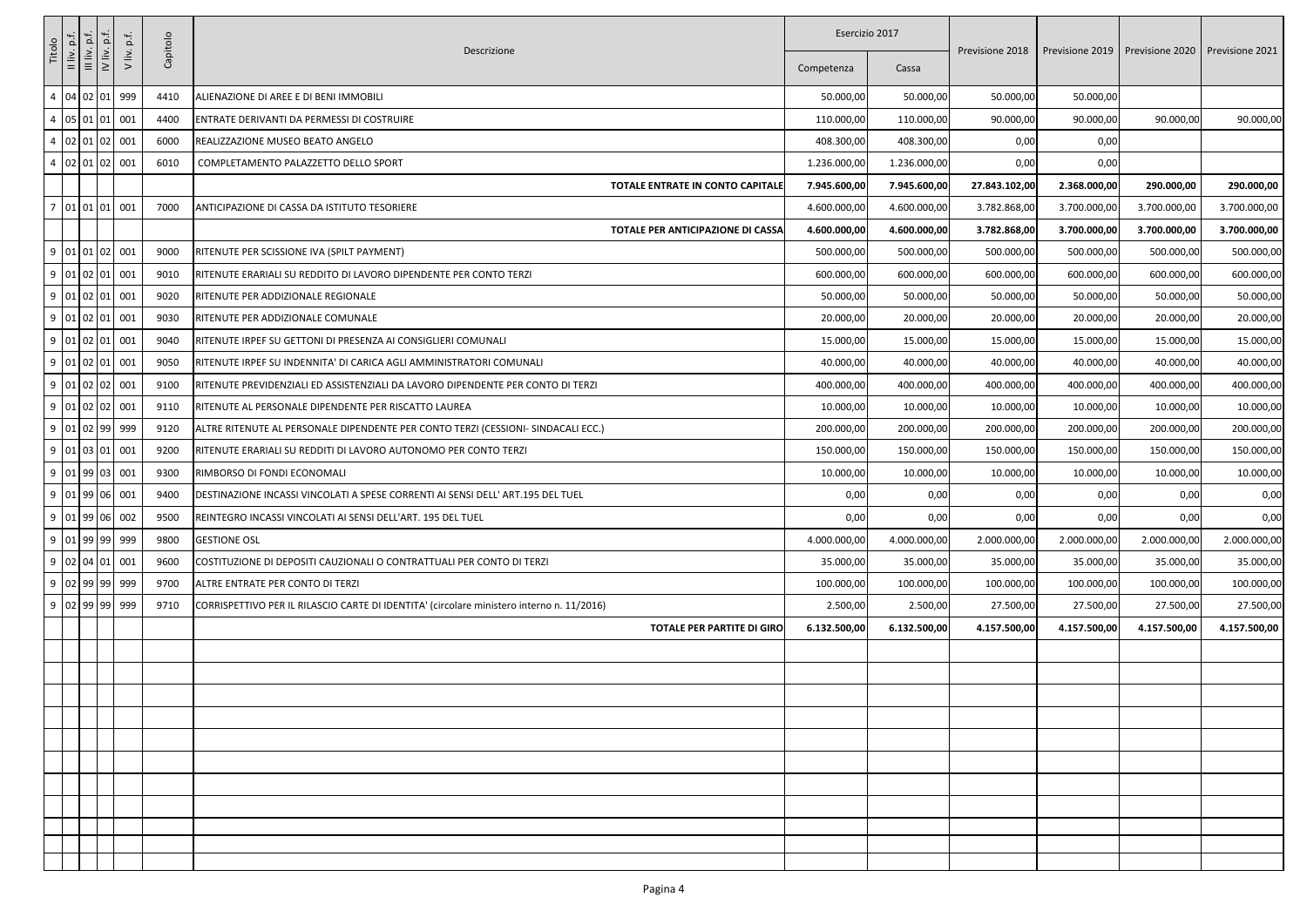| Titolo | II liv. p.f. | III liv. p.f. | IV liv. p.f. | V liv. p.f. | Capitolo | Descrizione | Esercizio 2017 | | Previsione 2018 | Previsione 2019 | Previsione 2020 | Previsione 2021 |
|---|---|---|---|---|---|---|---|---|---|---|---|---|
| | | | | | | | Competenza | Cassa | | | | |
| 4 | 04 | 02 | 01 | 999 | 4410 | ALIENAZIONE DI AREE E DI BENI IMMOBILI | 50.000,00 | 50.000,00 | 50.000,00 | 50.000,00 | | |
| 4 | 05 | 01 | 01 | 001 | 4400 | ENTRATE DERIVANTI DA PERMESSI DI COSTRUIRE | 110.000,00 | 110.000,00 | 90.000,00 | 90.000,00 | 90.000,00 | 90.000,00 |
| 4 | 02 | 01 | 02 | 001 | 6000 | REALIZZAZIONE MUSEO BEATO ANGELO | 408.300,00 | 408.300,00 | 0,00 | 0,00 | | |
| 4 | 02 | 01 | 02 | 001 | 6010 | COMPLETAMENTO PALAZZETTO DELLO SPORT | 1.236.000,00 | 1.236.000,00 | 0,00 | 0,00 | | |
| | | | | | | **TOTALE ENTRATE IN CONTO CAPITALE** | **7.945.600,00** | **7.945.600,00** | **27.843.102,00** | **2.368.000,00** | **290.000,00** | **290.000,00** |
| 7 | 01 | 01 | 01 | 001 | 7000 | ANTICIPAZIONE DI CASSA DA ISTITUTO TESORIERE | 4.600.000,00 | 4.600.000,00 | 3.782.868,00 | 3.700.000,00 | 3.700.000,00 | 3.700.000,00 |
| | | | | | | **TOTALE PER ANTICIPAZIONE DI CASSA** | **4.600.000,00** | **4.600.000,00** | **3.782.868,00** | **3.700.000,00** | **3.700.000,00** | **3.700.000,00** |
| 9 | 01 | 01 | 02 | 001 | 9000 | RITENUTE PER SCISSIONE IVA (SPILT PAYMENT) | 500.000,00 | 500.000,00 | 500.000,00 | 500.000,00 | 500.000,00 | 500.000,00 |
| 9 | 01 | 02 | 01 | 001 | 9010 | RITENUTE ERARIALI SU REDDITO DI LAVORO DIPENDENTE PER CONTO TERZI | 600.000,00 | 600.000,00 | 600.000,00 | 600.000,00 | 600.000,00 | 600.000,00 |
| 9 | 01 | 02 | 01 | 001 | 9020 | RITENUTE PER ADDIZIONALE REGIONALE | 50.000,00 | 50.000,00 | 50.000,00 | 50.000,00 | 50.000,00 | 50.000,00 |
| 9 | 01 | 02 | 01 | 001 | 9030 | RITENUTE PER ADDIZIONALE COMUNALE | 20.000,00 | 20.000,00 | 20.000,00 | 20.000,00 | 20.000,00 | 20.000,00 |
| 9 | 01 | 02 | 01 | 001 | 9040 | RITENUTE IRPEF SU GETTONI DI PRESENZA AI CONSIGLIERI COMUNALI | 15.000,00 | 15.000,00 | 15.000,00 | 15.000,00 | 15.000,00 | 15.000,00 |
| 9 | 01 | 02 | 01 | 001 | 9050 | RITENUTE IRPEF SU INDENNITA' DI CARICA AGLI AMMINISTRATORI COMUNALI | 40.000,00 | 40.000,00 | 40.000,00 | 40.000,00 | 40.000,00 | 40.000,00 |
| 9 | 01 | 02 | 02 | 001 | 9100 | RITENUTE PREVIDENZIALI ED ASSISTENZIALI DA LAVORO DIPENDENTE PER CONTO DI TERZI | 400.000,00 | 400.000,00 | 400.000,00 | 400.000,00 | 400.000,00 | 400.000,00 |
| 9 | 01 | 02 | 02 | 001 | 9110 | RITENUTE AL PERSONALE DIPENDENTE PER RISCATTO LAUREA | 10.000,00 | 10.000,00 | 10.000,00 | 10.000,00 | 10.000,00 | 10.000,00 |
| 9 | 01 | 02 | 99 | 999 | 9120 | ALTRE RITENUTE AL PERSONALE DIPENDENTE PER CONTO TERZI (CESSIONI- SINDACALI ECC.) | 200.000,00 | 200.000,00 | 200.000,00 | 200.000,00 | 200.000,00 | 200.000,00 |
| 9 | 01 | 03 | 01 | 001 | 9200 | RITENUTE ERARIALI SU REDDITI DI LAVORO AUTONOMO PER CONTO TERZI | 150.000,00 | 150.000,00 | 150.000,00 | 150.000,00 | 150.000,00 | 150.000,00 |
| 9 | 01 | 99 | 03 | 001 | 9300 | RIMBORSO DI FONDI ECONOMALI | 10.000,00 | 10.000,00 | 10.000,00 | 10.000,00 | 10.000,00 | 10.000,00 |
| 9 | 01 | 99 | 06 | 001 | 9400 | DESTINAZIONE INCASSI VINCOLATI A SPESE CORRENTI AI SENSI DELL' ART.195 DEL TUEL | 0,00 | 0,00 | 0,00 | 0,00 | 0,00 | 0,00 |
| 9 | 01 | 99 | 06 | 002 | 9500 | REINTEGRO INCASSI VINCOLATI AI SENSI DELL'ART. 195 DEL TUEL | 0,00 | 0,00 | 0,00 | 0,00 | 0,00 | 0,00 |
| 9 | 01 | 99 | 99 | 999 | 9800 | GESTIONE OSL | 4.000.000,00 | 4.000.000,00 | 2.000.000,00 | 2.000.000,00 | 2.000.000,00 | 2.000.000,00 |
| 9 | 02 | 04 | 01 | 001 | 9600 | COSTITUZIONE DI DEPOSITI CAUZIONALI O CONTRATTUALI PER CONTO DI TERZI | 35.000,00 | 35.000,00 | 35.000,00 | 35.000,00 | 35.000,00 | 35.000,00 |
| 9 | 02 | 99 | 99 | 999 | 9700 | ALTRE ENTRATE PER CONTO DI TERZI | 100.000,00 | 100.000,00 | 100.000,00 | 100.000,00 | 100.000,00 | 100.000,00 |
| 9 | 02 | 99 | 99 | 999 | 9710 | CORRISPETTIVO PER IL RILASCIO CARTE DI IDENTITA' (circolare ministero interno n. 11/2016) | 2.500,00 | 2.500,00 | 27.500,00 | 27.500,00 | 27.500,00 | 27.500,00 |
| | | | | | | **TOTALE PER PARTITE DI GIRO** | **6.132.500,00** | **6.132.500,00** | **4.157.500,00** | **4.157.500,00** | **4.157.500,00** | **4.157.500,00** |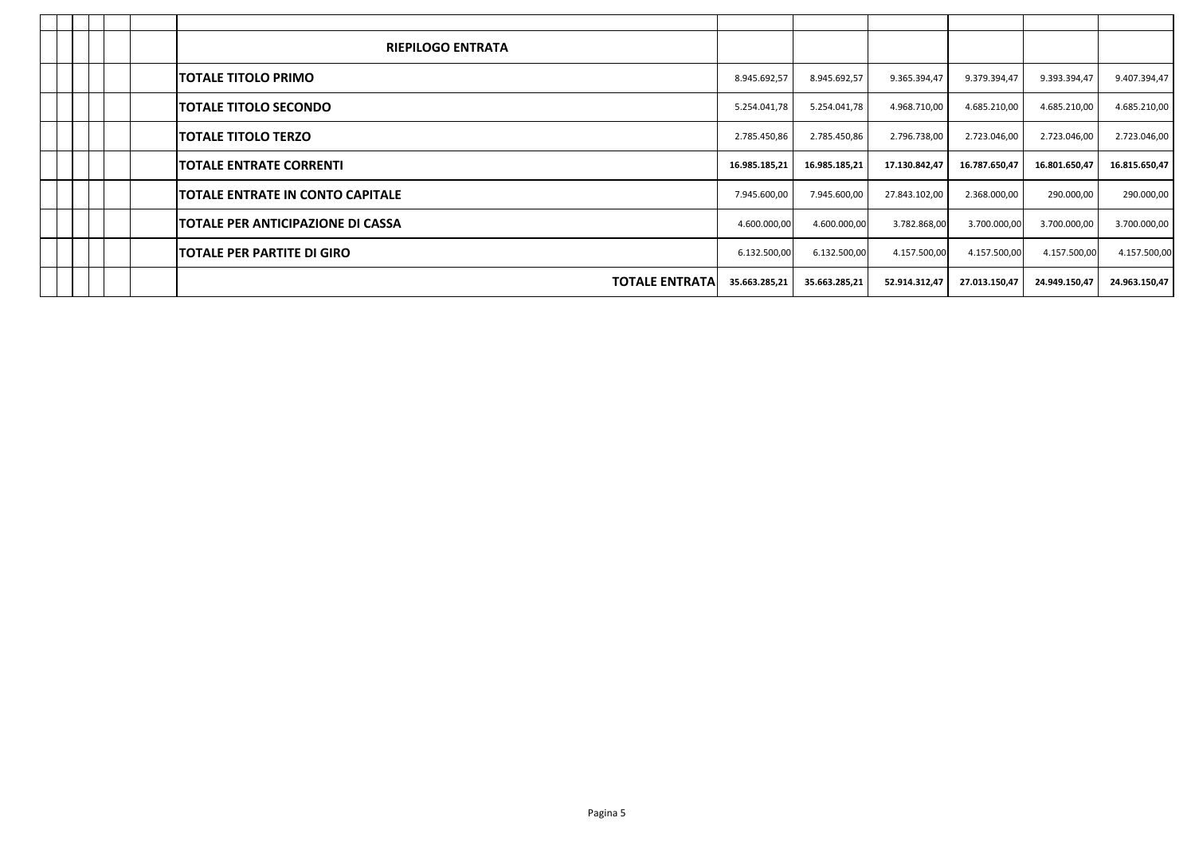| | | | | | | | | | | |
|---|---|---|---|---|---|---|---|---|---|---|
| | | | | **RIEPILOGO ENTRATA** | | | | | | |
| | | | | **TOTALE TITOLO PRIMO** | 8.945.692,57 | 8.945.692,57 | 9.365.394,47 | 9.379.394,47 | 9.393.394,47 | 9.407.394,47 |
| | | | | **TOTALE TITOLO SECONDO** | 5.254.041,78 | 5.254.041,78 | 4.968.710,00 | 4.685.210,00 | 4.685.210,00 | 4.685.210,00 |
| | | | | **TOTALE TITOLO TERZO** | 2.785.450,86 | 2.785.450,86 | 2.796.738,00 | 2.723.046,00 | 2.723.046,00 | 2.723.046,00 |
| | | | | **TOTALE ENTRATE CORRENTI** | **16.985.185,21** | **16.985.185,21** | **17.130.842,47** | **16.787.650,47** | **16.801.650,47** | **16.815.650,47** |
| | | | | **TOTALE ENTRATE IN CONTO CAPITALE** | 7.945.600,00 | 7.945.600,00 | 27.843.102,00 | 2.368.000,00 | 290.000,00 | 290.000,00 |
| | | | | **TOTALE PER ANTICIPAZIONE DI CASSA** | 4.600.000,00 | 4.600.000,00 | 3.782.868,00 | 3.700.000,00 | 3.700.000,00 | 3.700.000,00 |
| | | | | **TOTALE PER PARTITE DI GIRO** | 6.132.500,00 | 6.132.500,00 | 4.157.500,00 | 4.157.500,00 | 4.157.500,00 | 4.157.500,00 |
| | | | | **TOTALE ENTRATA** | **35.663.285,21** | **35.663.285,21** | **52.914.312,47** | **27.013.150,47** | **24.949.150,47** | **24.963.150,47** |